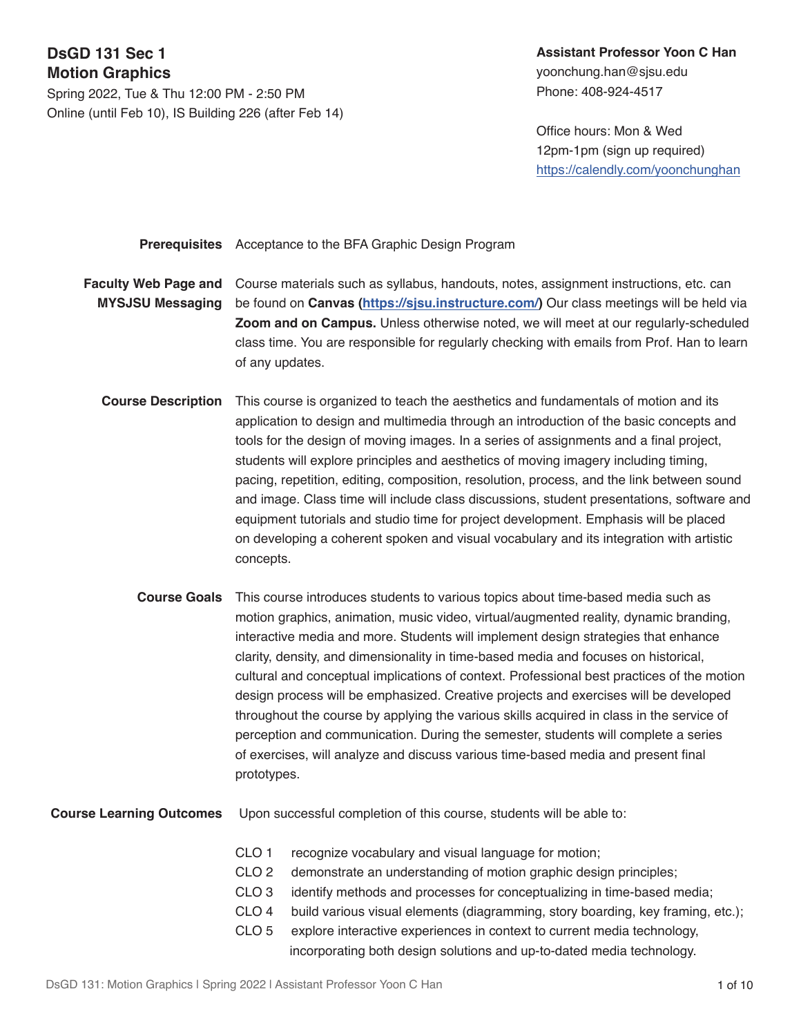# DsGD 131 Sec 1
## Motion Graphics

Spring 2022, Tue & Thu 12:00 PM - 2:50 PM
Online (until Feb 10), IS Building 226 (after Feb 14)

**Assistant Professor Yoon C Han**
yoonchung.han@sjsu.edu
Phone: 408-924-4517

Office hours: Mon & Wed
12pm-1pm (sign up required)
https://calendly.com/yoonchunghan

**Prerequisites**

Acceptance to the BFA Graphic Design Program

**Faculty Web Page and MYSJSU Messaging**

Course materials such as syllabus, handouts, notes, assignment instructions, etc. can be found on **Canvas ([https://sjsu.instructure.com/](https://sjsu.instructure.com/))** Our class meetings will be held via **Zoom and on Campus.** Unless otherwise noted, we will meet at our regularly-scheduled class time. You are responsible for regularly checking with emails from Prof. Han to learn of any updates.

**Course Description**

This course is organized to teach the aesthetics and fundamentals of motion and its application to design and multimedia through an introduction of the basic concepts and tools for the design of moving images. In a series of assignments and a final project, students will explore principles and aesthetics of moving imagery including timing, pacing, repetition, editing, composition, resolution, process, and the link between sound and image. Class time will include class discussions, student presentations, software and equipment tutorials and studio time for project development. Emphasis will be placed on developing a coherent spoken and visual vocabulary and its integration with artistic concepts.

**Course Goals**

This course introduces students to various topics about time-based media such as motion graphics, animation, music video, virtual/augmented reality, dynamic branding, interactive media and more. Students will implement design strategies that enhance clarity, density, and dimensionality in time-based media and focuses on historical, cultural and conceptual implications of context. Professional best practices of the motion design process will be emphasized. Creative projects and exercises will be developed throughout the course by applying the various skills acquired in class in the service of perception and communication. During the semester, students will complete a series of exercises, will analyze and discuss various time-based media and present final prototypes.

**Course Learning Outcomes**

Upon successful completion of this course, students will be able to:

- CLO 1 recognize vocabulary and visual language for motion;
- CLO 2 demonstrate an understanding of motion graphic design principles;
- CLO 3 identify methods and processes for conceptualizing in time-based media;
- CLO 4 build various visual elements (diagramming, story boarding, key framing, etc.);
- CLO 5 explore interactive experiences in context to current media technology, incorporating both design solutions and up-to-dated media technology.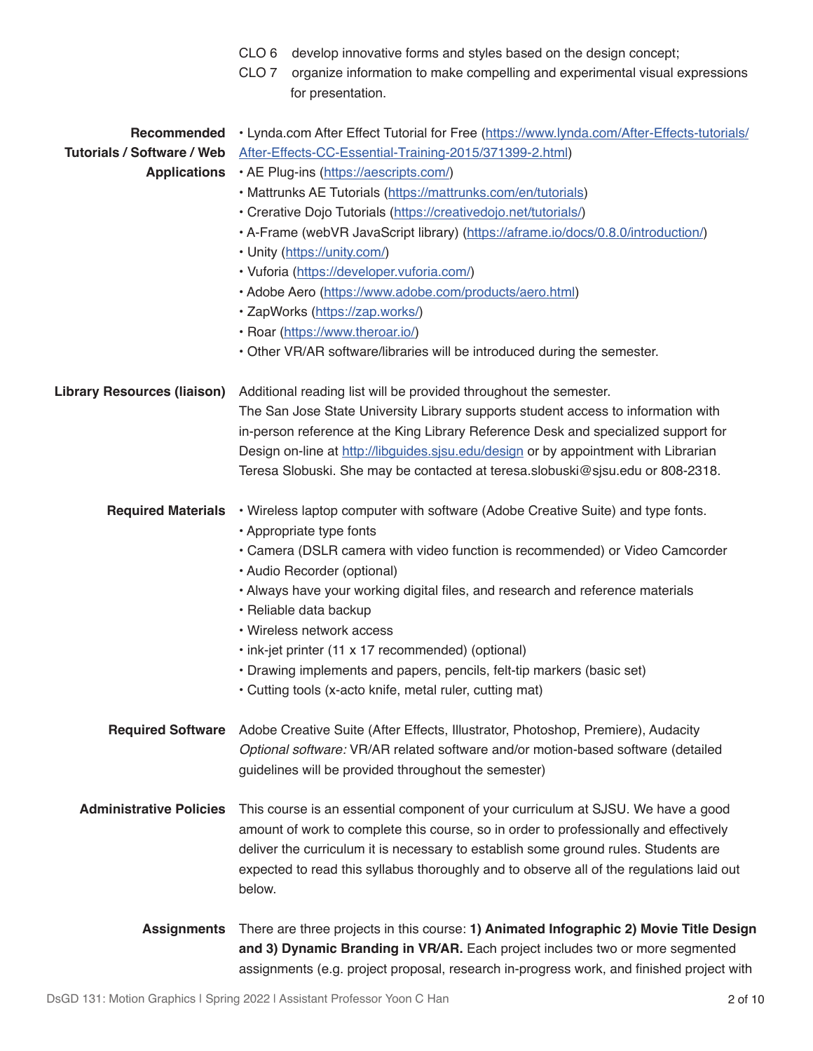CLO 6 develop innovative forms and styles based on the design concept;

CLO 7 organize information to make compelling and experimental visual expressions for presentation.

**Recommended Tutorials / Software / Web Applications**

- Lynda.com After Effect Tutorial for Free (https://www.lynda.com/After-Effects-tutorials/After-Effects-CC-Essential-Training-2015/371399-2.html)
- AE Plug-ins (https://aescripts.com/)
- Mattrunks AE Tutorials (https://mattrunks.com/en/tutorials)
- Crerative Dojo Tutorials (https://creativedojo.net/tutorials/)
- A-Frame (webVR JavaScript library) (https://aframe.io/docs/0.8.0/introduction/)
- Unity (https://unity.com/)
- Vuforia (https://developer.vuforia.com/)
- Adobe Aero (https://www.adobe.com/products/aero.html)
- ZapWorks (https://zap.works/)
- Roar (https://www.theroar.io/)
- Other VR/AR software/libraries will be introduced during the semester.

**Library Resources (liaison)**

Additional reading list will be provided throughout the semester. The San Jose State University Library supports student access to information with in-person reference at the King Library Reference Desk and specialized support for Design on-line at http://libguides.sjsu.edu/design or by appointment with Librarian Teresa Slobuski. She may be contacted at teresa.slobuski@sjsu.edu or 808-2318.

**Required Materials**

- Wireless laptop computer with software (Adobe Creative Suite) and type fonts.
- Appropriate type fonts
- Camera (DSLR camera with video function is recommended) or Video Camcorder
- Audio Recorder (optional)
- Always have your working digital files, and research and reference materials
- Reliable data backup
- Wireless network access
- ink-jet printer (11 x 17 recommended) (optional)
- Drawing implements and papers, pencils, felt-tip markers (basic set)
- Cutting tools (x-acto knife, metal ruler, cutting mat)

**Required Software**

Adobe Creative Suite (After Effects, Illustrator, Photoshop, Premiere), Audacity
*Optional software:* VR/AR related software and/or motion-based software (detailed guidelines will be provided throughout the semester)

**Administrative Policies**

This course is an essential component of your curriculum at SJSU. We have a good amount of work to complete this course, so in order to professionally and effectively deliver the curriculum it is necessary to establish some ground rules. Students are expected to read this syllabus thoroughly and to observe all of the regulations laid out below.

**Assignments**

There are three projects in this course: **1) Animated Infographic 2) Movie Title Design and 3) Dynamic Branding in VR/AR.** Each project includes two or more segmented assignments (e.g. project proposal, research in-progress work, and finished project with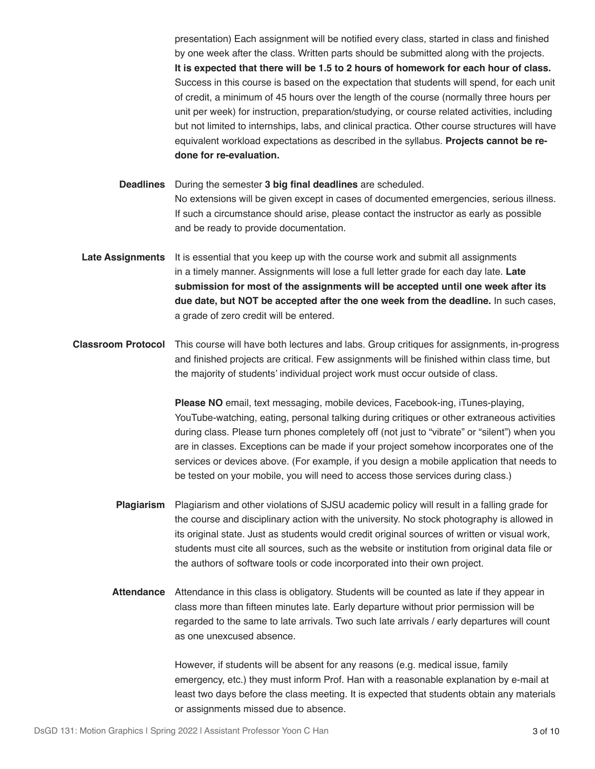presentation) Each assignment will be notified every class, started in class and finished by one week after the class. Written parts should be submitted along with the projects. **It is expected that there will be 1.5 to 2 hours of homework for each hour of class.** Success in this course is based on the expectation that students will spend, for each unit of credit, a minimum of 45 hours over the length of the course (normally three hours per unit per week) for instruction, preparation/studying, or course related activities, including but not limited to internships, labs, and clinical practica. Other course structures will have equivalent workload expectations as described in the syllabus. **Projects cannot be re-done for re-evaluation.**

**Deadlines**

During the semester **3 big final deadlines** are scheduled.
No extensions will be given except in cases of documented emergencies, serious illness. If such a circumstance should arise, please contact the instructor as early as possible and be ready to provide documentation.

**Late Assignments**

It is essential that you keep up with the course work and submit all assignments in a timely manner. Assignments will lose a full letter grade for each day late. **Late submission for most of the assignments will be accepted until one week after its due date, but NOT be accepted after the one week from the deadline.** In such cases, a grade of zero credit will be entered.

**Classroom Protocol**

This course will have both lectures and labs. Group critiques for assignments, in-progress and finished projects are critical. Few assignments will be finished within class time, but the majority of students' individual project work must occur outside of class.

**Please NO** email, text messaging, mobile devices, Facebook-ing, iTunes-playing, YouTube-watching, eating, personal talking during critiques or other extraneous activities during class. Please turn phones completely off (not just to "vibrate" or "silent") when you are in classes. Exceptions can be made if your project somehow incorporates one of the services or devices above. (For example, if you design a mobile application that needs to be tested on your mobile, you will need to access those services during class.)

**Plagiarism**

Plagiarism and other violations of SJSU academic policy will result in a falling grade for the course and disciplinary action with the university. No stock photography is allowed in its original state. Just as students would credit original sources of written or visual work, students must cite all sources, such as the website or institution from original data file or the authors of software tools or code incorporated into their own project.

**Attendance**

Attendance in this class is obligatory. Students will be counted as late if they appear in class more than fifteen minutes late. Early departure without prior permission will be regarded to the same to late arrivals. Two such late arrivals / early departures will count as one unexcused absence.

However, if students will be absent for any reasons (e.g. medical issue, family emergency, etc.) they must inform Prof. Han with a reasonable explanation by e-mail at least two days before the class meeting. It is expected that students obtain any materials or assignments missed due to absence.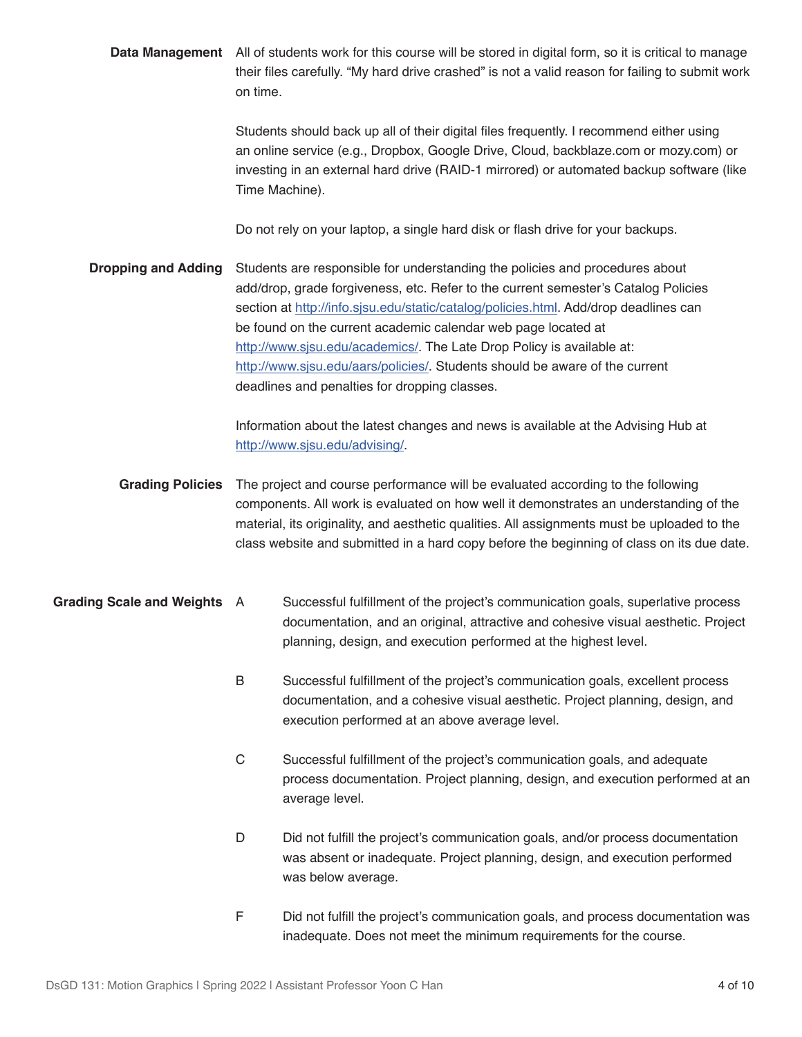**Data Management**

All of students work for this course will be stored in digital form, so it is critical to manage their files carefully. "My hard drive crashed" is not a valid reason for failing to submit work on time.

Students should back up all of their digital files frequently. I recommend either using an online service (e.g., Dropbox, Google Drive, Cloud, backblaze.com or mozy.com) or investing in an external hard drive (RAID-1 mirrored) or automated backup software (like Time Machine).

Do not rely on your laptop, a single hard disk or flash drive for your backups.

**Dropping and Adding**

Students are responsible for understanding the policies and procedures about add/drop, grade forgiveness, etc. Refer to the current semester's Catalog Policies section at http://info.sjsu.edu/static/catalog/policies.html. Add/drop deadlines can be found on the current academic calendar web page located at http://www.sjsu.edu/academics/. The Late Drop Policy is available at: http://www.sjsu.edu/aars/policies/. Students should be aware of the current deadlines and penalties for dropping classes.

Information about the latest changes and news is available at the Advising Hub at http://www.sjsu.edu/advising/.

**Grading Policies**

The project and course performance will be evaluated according to the following components. All work is evaluated on how well it demonstrates an understanding of the material, its originality, and aesthetic qualities. All assignments must be uploaded to the class website and submitted in a hard copy before the beginning of class on its due date.

**Grading Scale and Weights**

A — Successful fulfillment of the project's communication goals, superlative process documentation, and an original, attractive and cohesive visual aesthetic. Project planning, design, and execution performed at the highest level.

B — Successful fulfillment of the project's communication goals, excellent process documentation, and a cohesive visual aesthetic. Project planning, design, and execution performed at an above average level.

C — Successful fulfillment of the project's communication goals, and adequate process documentation. Project planning, design, and execution performed at an average level.

D — Did not fulfill the project's communication goals, and/or process documentation was absent or inadequate. Project planning, design, and execution performed was below average.

F — Did not fulfill the project's communication goals, and process documentation was inadequate. Does not meet the minimum requirements for the course.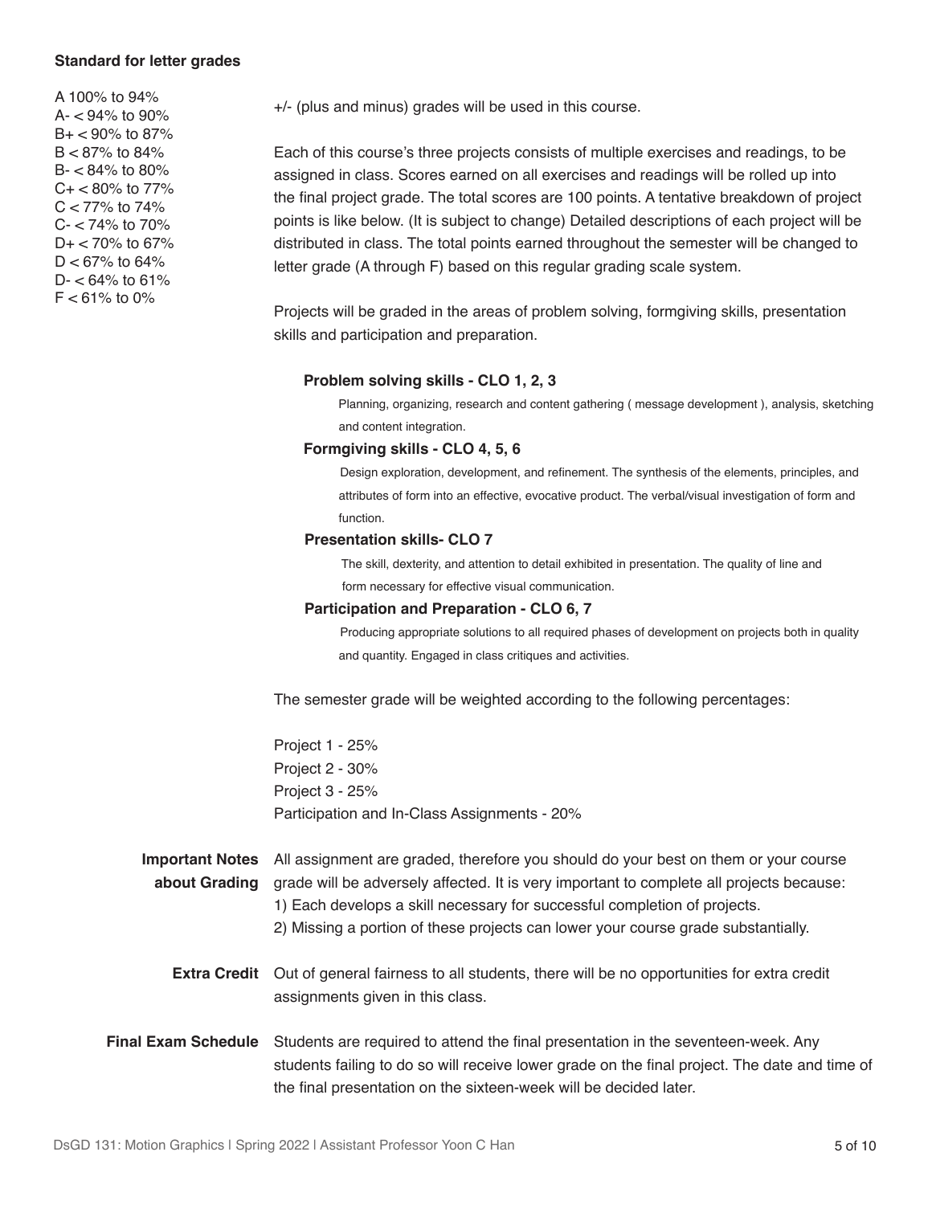**Standard for letter grades**

A 100% to 94%
A- < 94% to 90%
B+ < 90% to 87%
B < 87% to 84%
B- < 84% to 80%
C+ < 80% to 77%
C < 77% to 74%
C- < 74% to 70%
D+ < 70% to 67%
D < 67% to 64%
D- < 64% to 61%
F < 61% to 0%

+/- (plus and minus) grades will be used in this course.

Each of this course's three projects consists of multiple exercises and readings, to be assigned in class. Scores earned on all exercises and readings will be rolled up into the final project grade. The total scores are 100 points. A tentative breakdown of project points is like below. (It is subject to change) Detailed descriptions of each project will be distributed in class. The total points earned throughout the semester will be changed to letter grade (A through F) based on this regular grading scale system.

Projects will be graded in the areas of problem solving, formgiving skills, presentation skills and participation and preparation.

**Problem solving skills - CLO 1, 2, 3**

Planning, organizing, research and content gathering ( message development ), analysis, sketching and content integration.

**Formgiving skills - CLO 4, 5, 6**

Design exploration, development, and refinement. The synthesis of the elements, principles, and attributes of form into an effective, evocative product. The verbal/visual investigation of form and function.

**Presentation skills- CLO 7**

The skill, dexterity, and attention to detail exhibited in presentation. The quality of line and form necessary for effective visual communication.

**Participation and Preparation - CLO 6, 7**

Producing appropriate solutions to all required phases of development on projects both in quality and quantity. Engaged in class critiques and activities.

The semester grade will be weighted according to the following percentages:

Project 1 - 25%
Project 2 - 30%
Project 3 - 25%
Participation and In-Class Assignments - 20%

**Important Notes about Grading**

All assignment are graded, therefore you should do your best on them or your course grade will be adversely affected. It is very important to complete all projects because:
1) Each develops a skill necessary for successful completion of projects.
2) Missing a portion of these projects can lower your course grade substantially.

**Extra Credit**

Out of general fairness to all students, there will be no opportunities for extra credit assignments given in this class.

**Final Exam Schedule**

Students are required to attend the final presentation in the seventeen-week. Any students failing to do so will receive lower grade on the final project. The date and time of the final presentation on the sixteen-week will be decided later.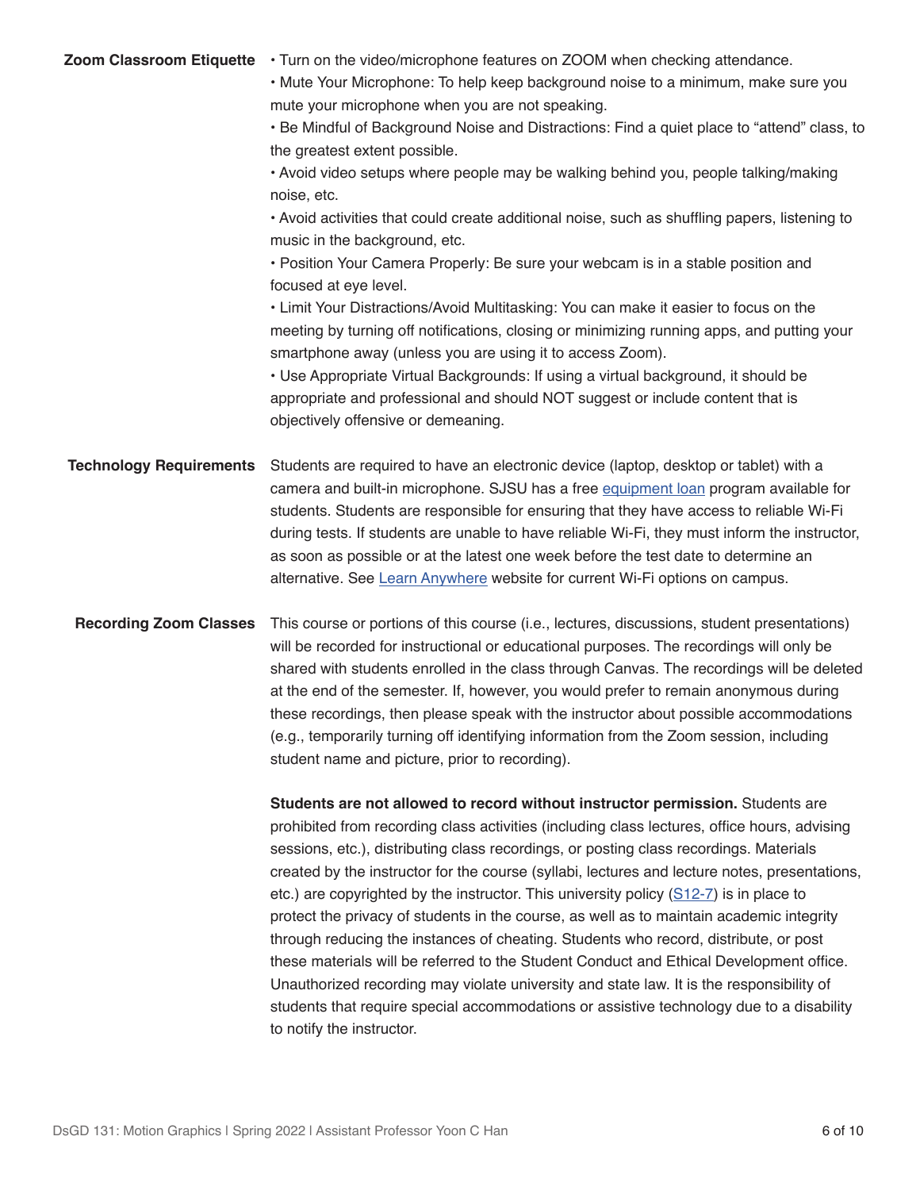**Zoom Classroom Etiquette**

- Turn on the video/microphone features on ZOOM when checking attendance.
- Mute Your Microphone: To help keep background noise to a minimum, make sure you mute your microphone when you are not speaking.
- Be Mindful of Background Noise and Distractions: Find a quiet place to "attend" class, to the greatest extent possible.
- Avoid video setups where people may be walking behind you, people talking/making noise, etc.
- Avoid activities that could create additional noise, such as shuffling papers, listening to music in the background, etc.
- Position Your Camera Properly: Be sure your webcam is in a stable position and focused at eye level.
- Limit Your Distractions/Avoid Multitasking: You can make it easier to focus on the meeting by turning off notifications, closing or minimizing running apps, and putting your smartphone away (unless you are using it to access Zoom).
- Use Appropriate Virtual Backgrounds: If using a virtual background, it should be appropriate and professional and should NOT suggest or include content that is objectively offensive or demeaning.

**Technology Requirements**

Students are required to have an electronic device (laptop, desktop or tablet) with a camera and built-in microphone. SJSU has a free equipment loan program available for students. Students are responsible for ensuring that they have access to reliable Wi-Fi during tests. If students are unable to have reliable Wi-Fi, they must inform the instructor, as soon as possible or at the latest one week before the test date to determine an alternative. See Learn Anywhere website for current Wi-Fi options on campus.

**Recording Zoom Classes**

This course or portions of this course (i.e., lectures, discussions, student presentations) will be recorded for instructional or educational purposes. The recordings will only be shared with students enrolled in the class through Canvas. The recordings will be deleted at the end of the semester. If, however, you would prefer to remain anonymous during these recordings, then please speak with the instructor about possible accommodations (e.g., temporarily turning off identifying information from the Zoom session, including student name and picture, prior to recording).

**Students are not allowed to record without instructor permission.** Students are prohibited from recording class activities (including class lectures, office hours, advising sessions, etc.), distributing class recordings, or posting class recordings. Materials created by the instructor for the course (syllabi, lectures and lecture notes, presentations, etc.) are copyrighted by the instructor. This university policy (S12-7) is in place to protect the privacy of students in the course, as well as to maintain academic integrity through reducing the instances of cheating. Students who record, distribute, or post these materials will be referred to the Student Conduct and Ethical Development office. Unauthorized recording may violate university and state law. It is the responsibility of students that require special accommodations or assistive technology due to a disability to notify the instructor.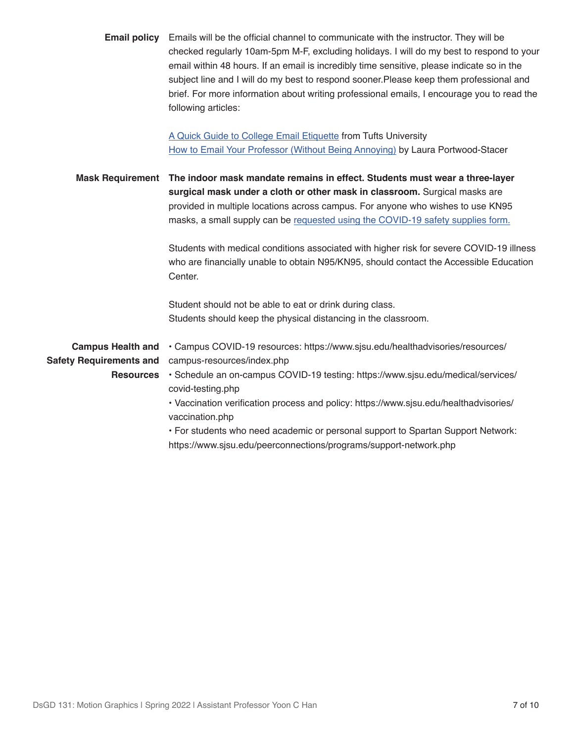**Email policy**

Emails will be the official channel to communicate with the instructor. They will be checked regularly 10am-5pm M-F, excluding holidays. I will do my best to respond to your email within 48 hours. If an email is incredibly time sensitive, please indicate so in the subject line and I will do my best to respond sooner.Please keep them professional and brief. For more information about writing professional emails, I encourage you to read the following articles:

A Quick Guide to College Email Etiquette from Tufts University
How to Email Your Professor (Without Being Annoying) by Laura Portwood-Stacer

**Mask Requirement**

**The indoor mask mandate remains in effect. Students must wear a three-layer surgical mask under a cloth or other mask in classroom.** Surgical masks are provided in multiple locations across campus. For anyone who wishes to use KN95 masks, a small supply can be requested using the COVID-19 safety supplies form.

Students with medical conditions associated with higher risk for severe COVID-19 illness who are financially unable to obtain N95/KN95, should contact the Accessible Education Center.

Student should not be able to eat or drink during class.
Students should keep the physical distancing in the classroom.

**Campus Health and Safety Requirements and Resources**

- Campus COVID-19 resources: https://www.sjsu.edu/healthadvisories/resources/campus-resources/index.php
- Schedule an on-campus COVID-19 testing: https://www.sjsu.edu/medical/services/covid-testing.php
- Vaccination verification process and policy: https://www.sjsu.edu/healthadvisories/vaccination.php
- For students who need academic or personal support to Spartan Support Network: https://www.sjsu.edu/peerconnections/programs/support-network.php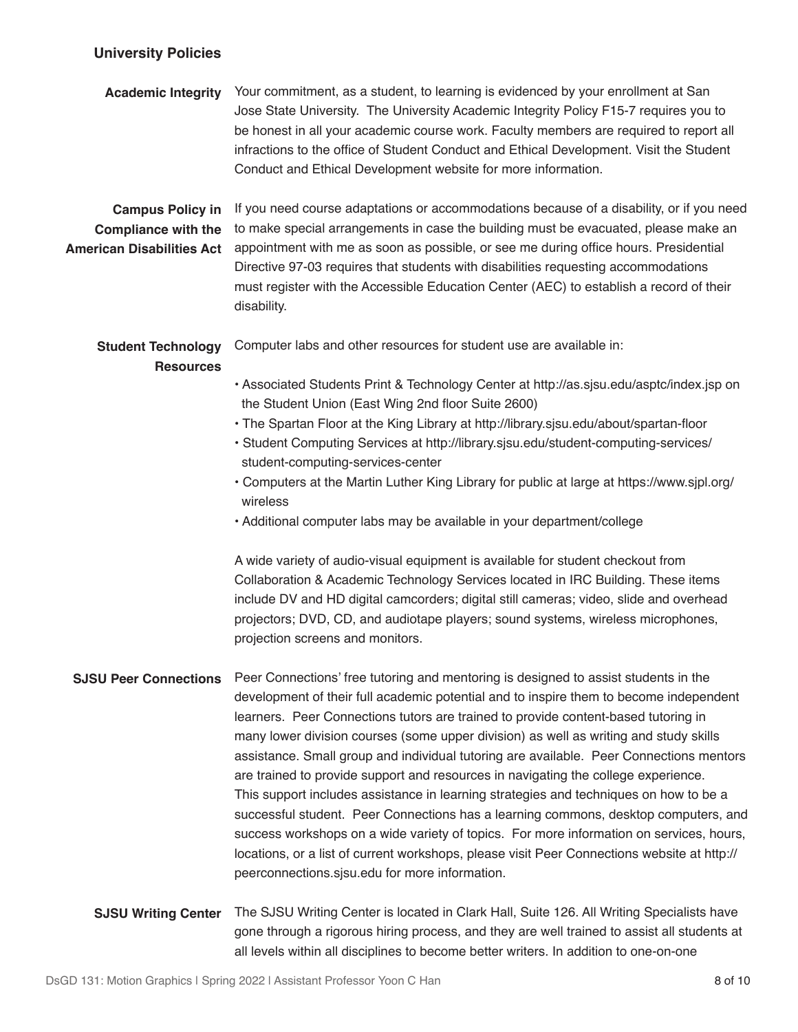## University Policies

### Academic Integrity

Your commitment, as a student, to learning is evidenced by your enrollment at San Jose State University. The University Academic Integrity Policy F15-7 requires you to be honest in all your academic course work. Faculty members are required to report all infractions to the office of Student Conduct and Ethical Development. Visit the Student Conduct and Ethical Development website for more information.

### Campus Policy in Compliance with the American Disabilities Act

If you need course adaptations or accommodations because of a disability, or if you need to make special arrangements in case the building must be evacuated, please make an appointment with me as soon as possible, or see me during office hours. Presidential Directive 97-03 requires that students with disabilities requesting accommodations must register with the Accessible Education Center (AEC) to establish a record of their disability.

### Student Technology Resources

Computer labs and other resources for student use are available in:

- Associated Students Print & Technology Center at http://as.sjsu.edu/asptc/index.jsp on the Student Union (East Wing 2nd floor Suite 2600)
- The Spartan Floor at the King Library at http://library.sjsu.edu/about/spartan-floor
- Student Computing Services at http://library.sjsu.edu/student-computing-services/student-computing-services-center
- Computers at the Martin Luther King Library for public at large at https://www.sjpl.org/wireless
- Additional computer labs may be available in your department/college

A wide variety of audio-visual equipment is available for student checkout from Collaboration & Academic Technology Services located in IRC Building. These items include DV and HD digital camcorders; digital still cameras; video, slide and overhead projectors; DVD, CD, and audiotape players; sound systems, wireless microphones, projection screens and monitors.

### SJSU Peer Connections

Peer Connections' free tutoring and mentoring is designed to assist students in the development of their full academic potential and to inspire them to become independent learners. Peer Connections tutors are trained to provide content-based tutoring in many lower division courses (some upper division) as well as writing and study skills assistance. Small group and individual tutoring are available. Peer Connections mentors are trained to provide support and resources in navigating the college experience. This support includes assistance in learning strategies and techniques on how to be a successful student. Peer Connections has a learning commons, desktop computers, and success workshops on a wide variety of topics. For more information on services, hours, locations, or a list of current workshops, please visit Peer Connections website at http://peerconnections.sjsu.edu for more information.

### SJSU Writing Center

The SJSU Writing Center is located in Clark Hall, Suite 126. All Writing Specialists have gone through a rigorous hiring process, and they are well trained to assist all students at all levels within all disciplines to become better writers. In addition to one-on-one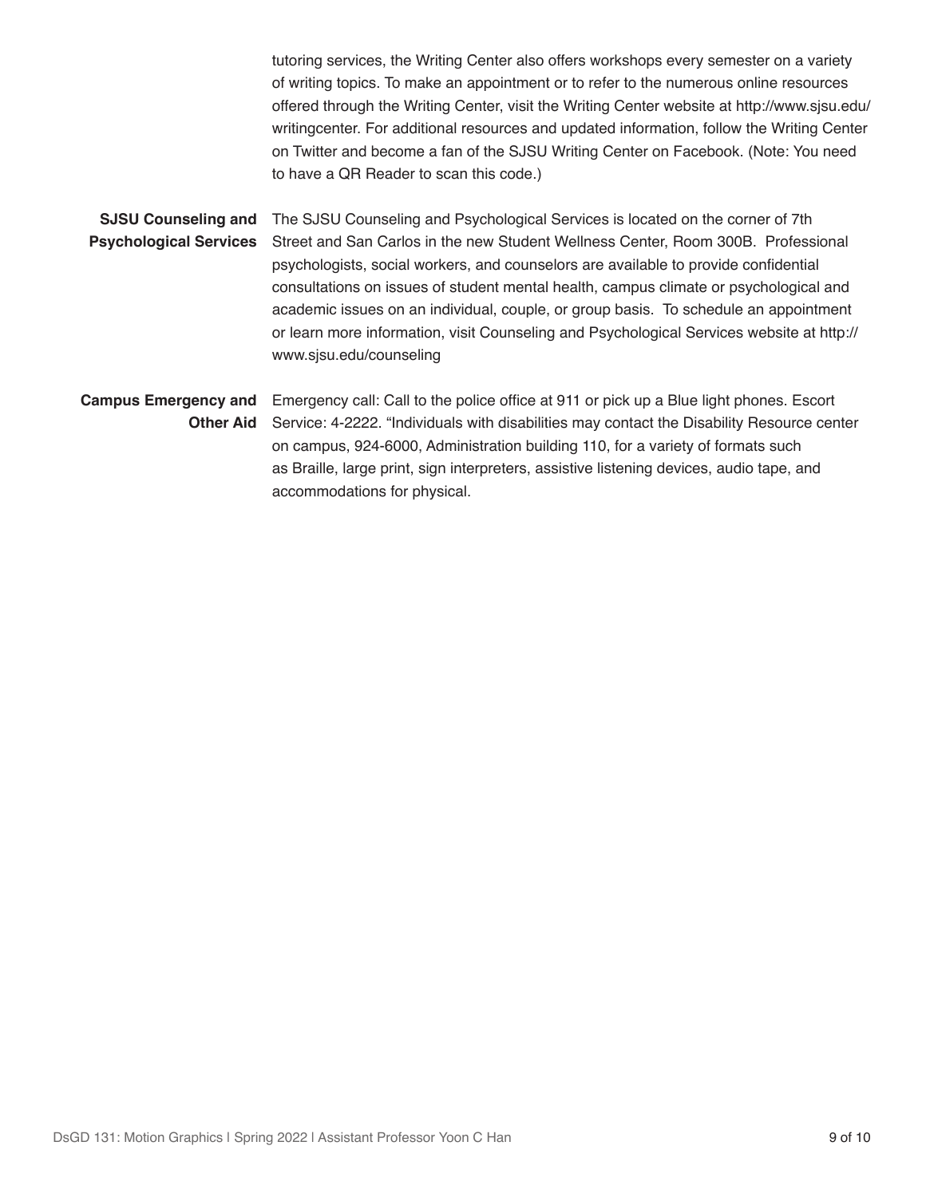tutoring services, the Writing Center also offers workshops every semester on a variety of writing topics. To make an appointment or to refer to the numerous online resources offered through the Writing Center, visit the Writing Center website at http://www.sjsu.edu/writingcenter. For additional resources and updated information, follow the Writing Center on Twitter and become a fan of the SJSU Writing Center on Facebook. (Note: You need to have a QR Reader to scan this code.)

**SJSU Counseling and Psychological Services**

The SJSU Counseling and Psychological Services is located on the corner of 7th Street and San Carlos in the new Student Wellness Center, Room 300B. Professional psychologists, social workers, and counselors are available to provide confidential consultations on issues of student mental health, campus climate or psychological and academic issues on an individual, couple, or group basis. To schedule an appointment or learn more information, visit Counseling and Psychological Services website at http://www.sjsu.edu/counseling

**Campus Emergency and Other Aid**

Emergency call: Call to the police office at 911 or pick up a Blue light phones. Escort Service: 4-2222. "Individuals with disabilities may contact the Disability Resource center on campus, 924-6000, Administration building 110, for a variety of formats such as Braille, large print, sign interpreters, assistive listening devices, audio tape, and accommodations for physical.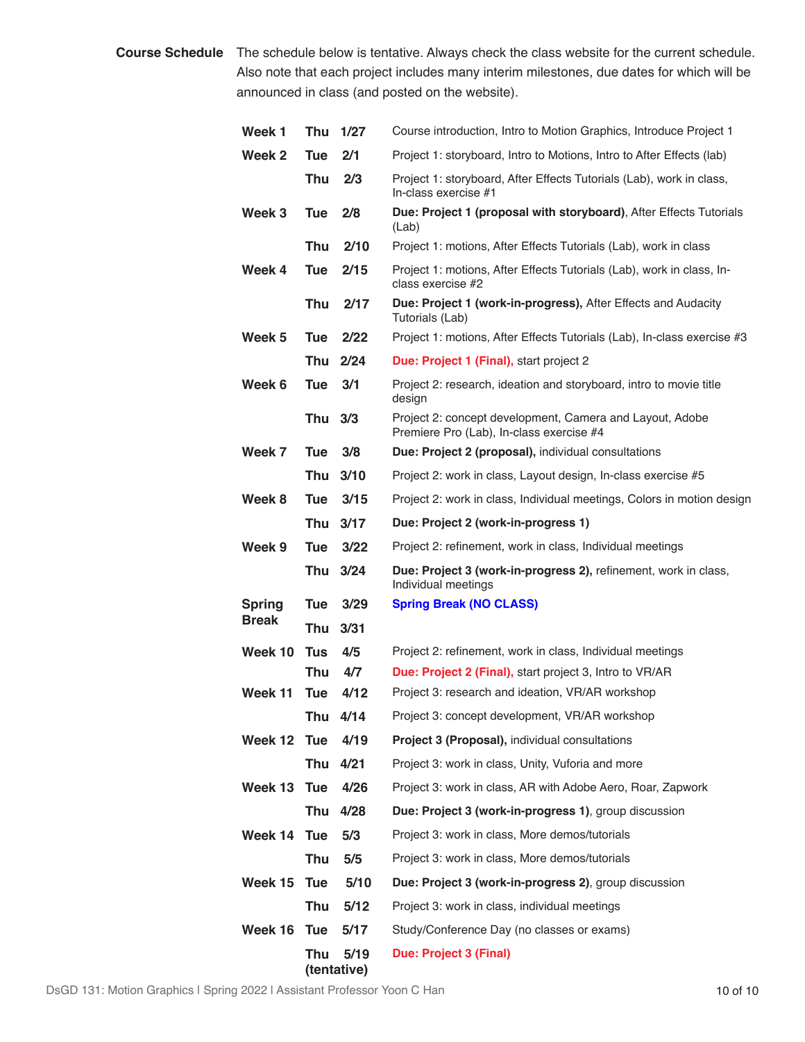**Course Schedule** The schedule below is tentative. Always check the class website for the current schedule. Also note that each project includes many interim milestones, due dates for which will be announced in class (and posted on the website).

| | | | |
|---|---|---|---|
| **Week 1** | **Thu** | **1/27** | Course introduction, Intro to Motion Graphics, Introduce Project 1 |
| **Week 2** | **Tue** | **2/1** | Project 1: storyboard, Intro to Motions, Intro to After Effects (lab) |
| | **Thu** | **2/3** | Project 1: storyboard, After Effects Tutorials (Lab), work in class, In-class exercise #1 |
| **Week 3** | **Tue** | **2/8** | **Due: Project 1 (proposal with storyboard)**, After Effects Tutorials (Lab) |
| | **Thu** | **2/10** | Project 1: motions, After Effects Tutorials (Lab), work in class |
| **Week 4** | **Tue** | **2/15** | Project 1: motions, After Effects Tutorials (Lab), work in class, In-class exercise #2 |
| | **Thu** | **2/17** | **Due: Project 1 (work-in-progress),** After Effects and Audacity Tutorials (Lab) |
| **Week 5** | **Tue** | **2/22** | Project 1: motions, After Effects Tutorials (Lab), In-class exercise #3 |
| | **Thu** | **2/24** | **Due: Project 1 (Final),** start project 2 |
| **Week 6** | **Tue** | **3/1** | Project 2: research, ideation and storyboard, intro to movie title design |
| | **Thu** | **3/3** | Project 2: concept development, Camera and Layout, Adobe Premiere Pro (Lab), In-class exercise #4 |
| **Week 7** | **Tue** | **3/8** | **Due: Project 2 (proposal),** individual consultations |
| | **Thu** | **3/10** | Project 2: work in class, Layout design, In-class exercise #5 |
| **Week 8** | **Tue** | **3/15** | Project 2: work in class, Individual meetings, Colors in motion design |
| | **Thu** | **3/17** | **Due: Project 2 (work-in-progress 1)** |
| **Week 9** | **Tue** | **3/22** | Project 2: refinement, work in class, Individual meetings |
| | **Thu** | **3/24** | **Due: Project 3 (work-in-progress 2),** refinement, work in class, Individual meetings |
| **Spring Break** | **Tue** | **3/29** | **Spring Break (NO CLASS)** |
| | **Thu** | **3/31** | |
| **Week 10** | **Tus** | **4/5** | Project 2: refinement, work in class, Individual meetings |
| | **Thu** | **4/7** | **Due: Project 2 (Final),** start project 3, Intro to VR/AR |
| **Week 11** | **Tue** | **4/12** | Project 3: research and ideation, VR/AR workshop |
| | **Thu** | **4/14** | Project 3: concept development, VR/AR workshop |
| **Week 12** | **Tue** | **4/19** | **Project 3 (Proposal),** individual consultations |
| | **Thu** | **4/21** | Project 3: work in class, Unity, Vuforia and more |
| **Week 13** | **Tue** | **4/26** | Project 3: work in class, AR with Adobe Aero, Roar, Zapwork |
| | **Thu** | **4/28** | **Due: Project 3 (work-in-progress 1)**, group discussion |
| **Week 14** | **Tue** | **5/3** | Project 3: work in class, More demos/tutorials |
| | **Thu** | **5/5** | Project 3: work in class, More demos/tutorials |
| **Week 15** | **Tue** | **5/10** | **Due: Project 3 (work-in-progress 2)**, group discussion |
| | **Thu** | **5/12** | Project 3: work in class, individual meetings |
| **Week 16** | **Tue** | **5/17** | Study/Conference Day (no classes or exams) |
| | **Thu (tentative)** | **5/19** | **Due: Project 3 (Final)** |